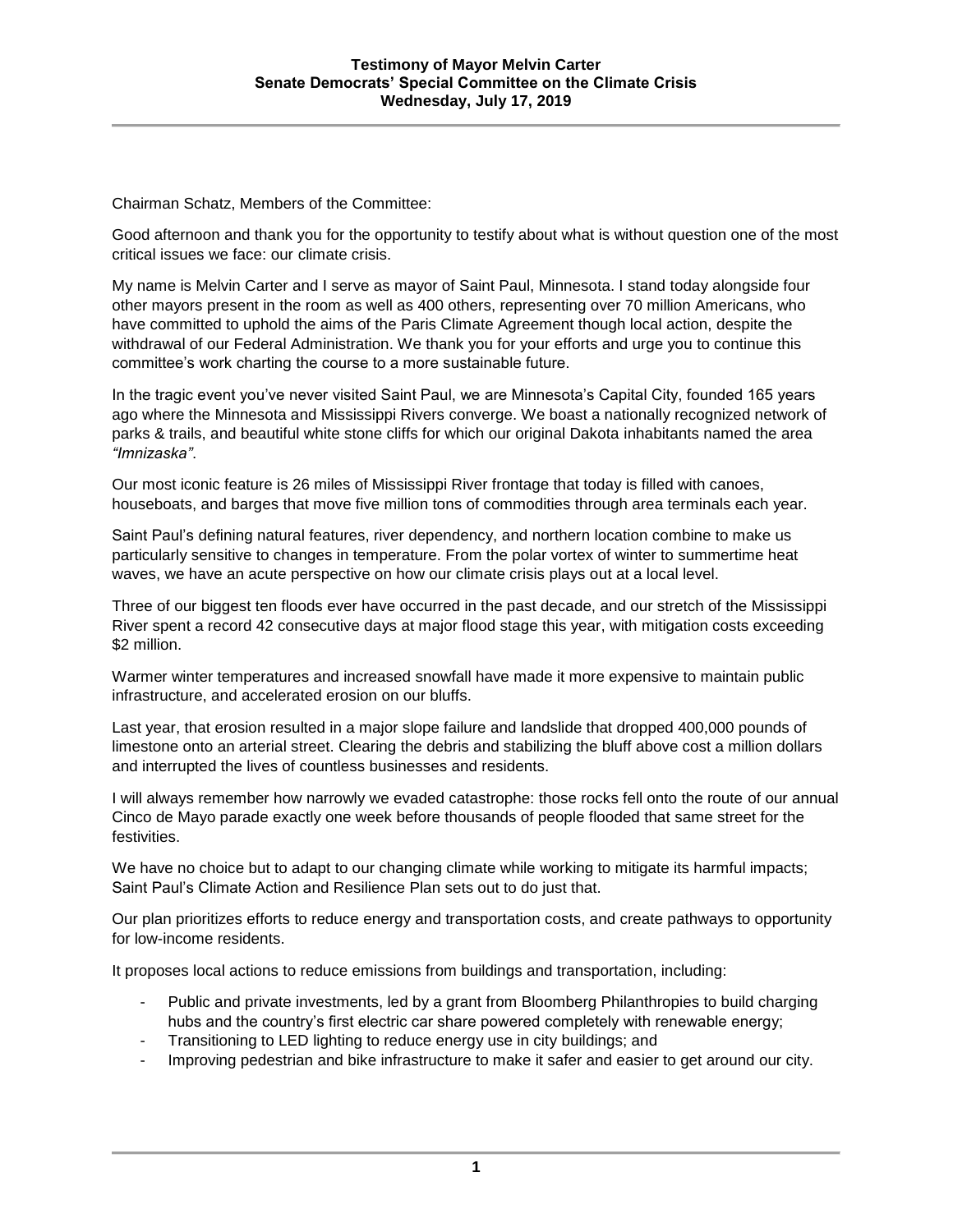**Testimony of Mayor Melvin Carter**
**Senate Democrats' Special Committee on the Climate Crisis**
**Wednesday, July 17, 2019**

Chairman Schatz, Members of the Committee:

Good afternoon and thank you for the opportunity to testify about what is without question one of the most critical issues we face: our climate crisis.

My name is Melvin Carter and I serve as mayor of Saint Paul, Minnesota. I stand today alongside four other mayors present in the room as well as 400 others, representing over 70 million Americans, who have committed to uphold the aims of the Paris Climate Agreement though local action, despite the withdrawal of our Federal Administration. We thank you for your efforts and urge you to continue this committee's work charting the course to a more sustainable future.

In the tragic event you've never visited Saint Paul, we are Minnesota's Capital City, founded 165 years ago where the Minnesota and Mississippi Rivers converge. We boast a nationally recognized network of parks & trails, and beautiful white stone cliffs for which our original Dakota inhabitants named the area *"Imnizaska"*.

Our most iconic feature is 26 miles of Mississippi River frontage that today is filled with canoes, houseboats, and barges that move five million tons of commodities through area terminals each year.

Saint Paul's defining natural features, river dependency, and northern location combine to make us particularly sensitive to changes in temperature. From the polar vortex of winter to summertime heat waves, we have an acute perspective on how our climate crisis plays out at a local level.

Three of our biggest ten floods ever have occurred in the past decade, and our stretch of the Mississippi River spent a record 42 consecutive days at major flood stage this year, with mitigation costs exceeding $2 million.

Warmer winter temperatures and increased snowfall have made it more expensive to maintain public infrastructure, and accelerated erosion on our bluffs.

Last year, that erosion resulted in a major slope failure and landslide that dropped 400,000 pounds of limestone onto an arterial street. Clearing the debris and stabilizing the bluff above cost a million dollars and interrupted the lives of countless businesses and residents.

I will always remember how narrowly we evaded catastrophe: those rocks fell onto the route of our annual Cinco de Mayo parade exactly one week before thousands of people flooded that same street for the festivities.

We have no choice but to adapt to our changing climate while working to mitigate its harmful impacts; Saint Paul's Climate Action and Resilience Plan sets out to do just that.

Our plan prioritizes efforts to reduce energy and transportation costs, and create pathways to opportunity for low-income residents.

It proposes local actions to reduce emissions from buildings and transportation, including:

- Public and private investments, led by a grant from Bloomberg Philanthropies to build charging hubs and the country's first electric car share powered completely with renewable energy;
- Transitioning to LED lighting to reduce energy use in city buildings; and
- Improving pedestrian and bike infrastructure to make it safer and easier to get around our city.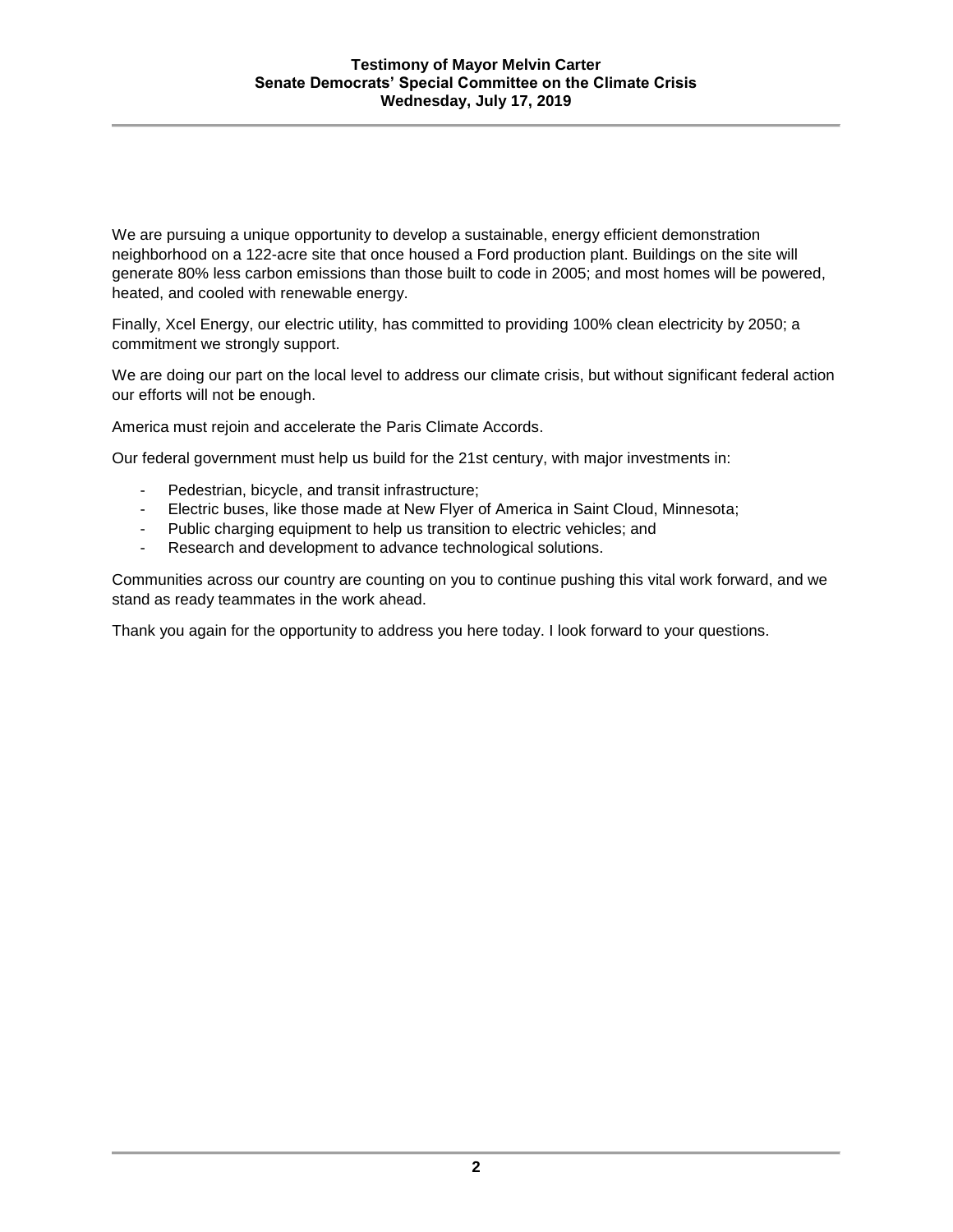We are pursuing a unique opportunity to develop a sustainable, energy efficient demonstration neighborhood on a 122-acre site that once housed a Ford production plant. Buildings on the site will generate 80% less carbon emissions than those built to code in 2005; and most homes will be powered, heated, and cooled with renewable energy.

Finally, Xcel Energy, our electric utility, has committed to providing 100% clean electricity by 2050; a commitment we strongly support.

We are doing our part on the local level to address our climate crisis, but without significant federal action our efforts will not be enough.

America must rejoin and accelerate the Paris Climate Accords.

Our federal government must help us build for the 21st century, with major investments in:

- Pedestrian, bicycle, and transit infrastructure;
- Electric buses, like those made at New Flyer of America in Saint Cloud, Minnesota;
- Public charging equipment to help us transition to electric vehicles; and
- Research and development to advance technological solutions.

Communities across our country are counting on you to continue pushing this vital work forward, and we stand as ready teammates in the work ahead.

Thank you again for the opportunity to address you here today. I look forward to your questions.